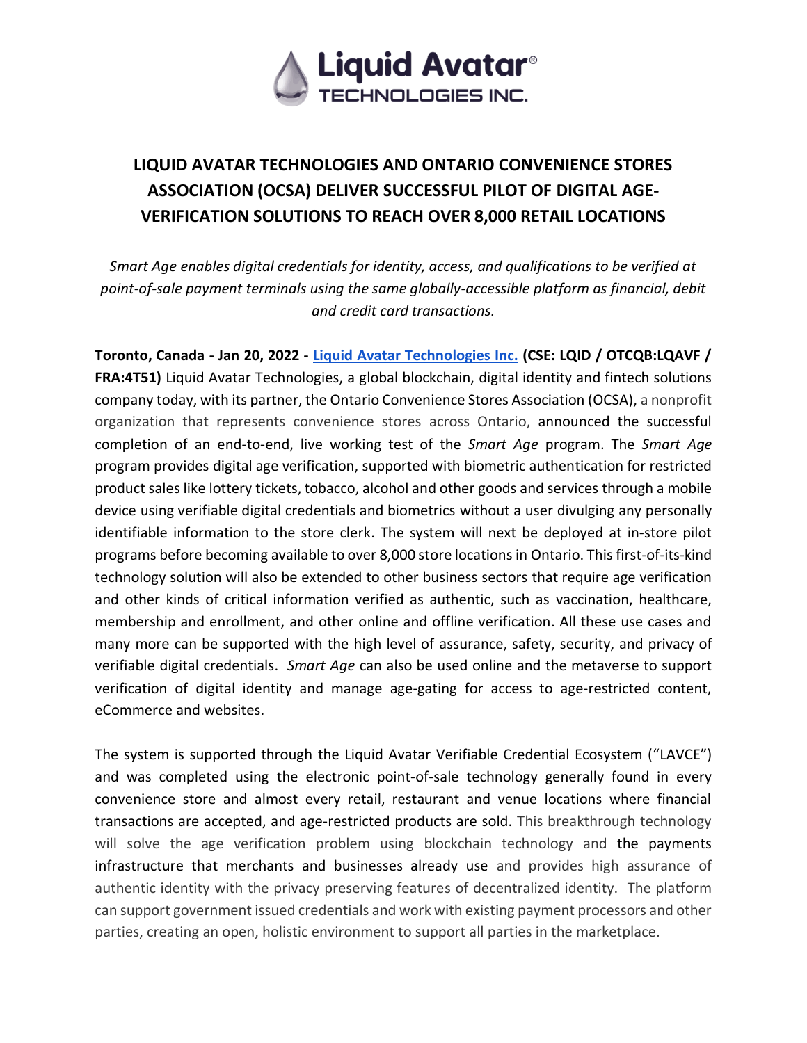# LIQUID AVATAR TECHNOLOGIES AND ONTARIO CONVENIENCE STORES ASSOCIATION (OCSA) DELIVER SUCCESSFUL PILOT OF DIGITAL AGE-VERIFICATION SOLUTIONS TO REACH OVER 8,000 RETAIL LOCATIONS

*Smart Age enables digital credentials for identity, access, and qualifications to be verified at point-of-sale payment terminals using the same globally-accessible platform as financial, debit and credit card transactions.*

**Toronto, Canada - Jan 20, 2022 - Liquid Avatar Technologies Inc. (CSE: LQID / OTCQB:LQAVF / FRA:4T51)** Liquid Avatar Technologies, a global blockchain, digital identity and fintech solutions company today, with its partner, the Ontario Convenience Stores Association (OCSA), a nonprofit organization that represents convenience stores across Ontario, announced the successful completion of an end-to-end, live working test of the *Smart Age* program. The *Smart Age* program provides digital age verification, supported with biometric authentication for restricted product sales like lottery tickets, tobacco, alcohol and other goods and services through a mobile device using verifiable digital credentials and biometrics without a user divulging any personally identifiable information to the store clerk. The system will next be deployed at in-store pilot programs before becoming available to over 8,000 store locations in Ontario. This first-of-its-kind technology solution will also be extended to other business sectors that require age verification and other kinds of critical information verified as authentic, such as vaccination, healthcare, membership and enrollment, and other online and offline verification. All these use cases and many more can be supported with the high level of assurance, safety, security, and privacy of verifiable digital credentials. *Smart Age* can also be used online and the metaverse to support verification of digital identity and manage age-gating for access to age-restricted content, eCommerce and websites.

The system is supported through the Liquid Avatar Verifiable Credential Ecosystem ("LAVCE") and was completed using the electronic point-of-sale technology generally found in every convenience store and almost every retail, restaurant and venue locations where financial transactions are accepted, and age-restricted products are sold. This breakthrough technology will solve the age verification problem using blockchain technology and the payments infrastructure that merchants and businesses already use and provides high assurance of authentic identity with the privacy preserving features of decentralized identity. The platform can support government issued credentials and work with existing payment processors and other parties, creating an open, holistic environment to support all parties in the marketplace.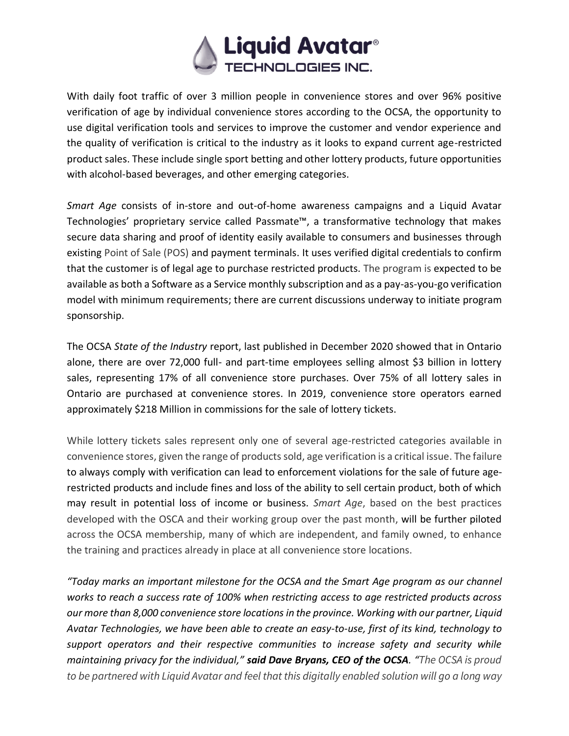With daily foot traffic of over 3 million people in convenience stores and over 96% positive verification of age by individual convenience stores according to the OCSA, the opportunity to use digital verification tools and services to improve the customer and vendor experience and the quality of verification is critical to the industry as it looks to expand current age-restricted product sales. These include single sport betting and other lottery products, future opportunities with alcohol-based beverages, and other emerging categories.

*Smart Age* consists of in-store and out-of-home awareness campaigns and a Liquid Avatar Technologies' proprietary service called Passmate™, a transformative technology that makes secure data sharing and proof of identity easily available to consumers and businesses through existing Point of Sale (POS) and payment terminals. It uses verified digital credentials to confirm that the customer is of legal age to purchase restricted products. The program is expected to be available as both a Software as a Service monthly subscription and as a pay-as-you-go verification model with minimum requirements; there are current discussions underway to initiate program sponsorship.

The OCSA *State of the Industry* report, last published in December 2020 showed that in Ontario alone, there are over 72,000 full- and part-time employees selling almost $3 billion in lottery sales, representing 17% of all convenience store purchases. Over 75% of all lottery sales in Ontario are purchased at convenience stores. In 2019, convenience store operators earned approximately $218 Million in commissions for the sale of lottery tickets.

While lottery tickets sales represent only one of several age-restricted categories available in convenience stores, given the range of products sold, age verification is a critical issue. The failure to always comply with verification can lead to enforcement violations for the sale of future age-restricted products and include fines and loss of the ability to sell certain product, both of which may result in potential loss of income or business. *Smart Age*, based on the best practices developed with the OSCA and their working group over the past month, will be further piloted across the OCSA membership, many of which are independent, and family owned, to enhance the training and practices already in place at all convenience store locations.

*"Today marks an important milestone for the OCSA and the Smart Age program as our channel works to reach a success rate of 100% when restricting access to age restricted products across our more than 8,000 convenience store locations in the province. Working with our partner, Liquid Avatar Technologies, we have been able to create an easy-to-use, first of its kind, technology to support operators and their respective communities to increase safety and security while maintaining privacy for the individual,"* ***said Dave Bryans, CEO of the OCSA***. *"The OCSA is proud to be partnered with Liquid Avatar and feel that this digitally enabled solution will go a long way*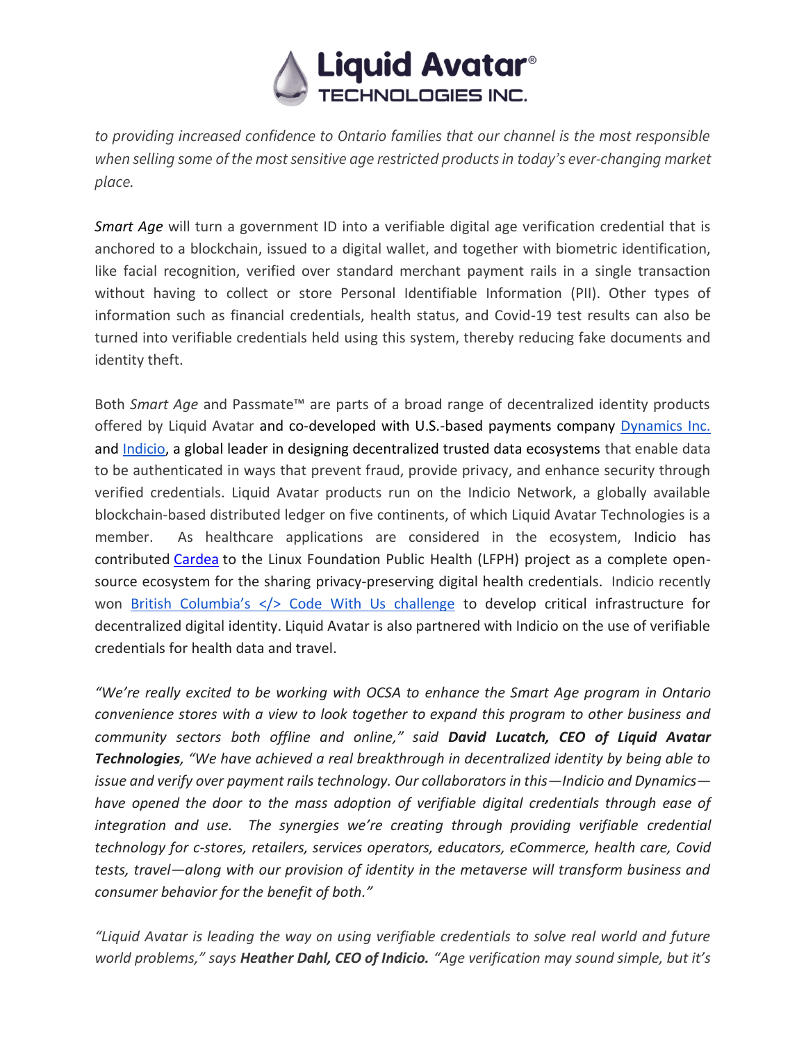*to providing increased confidence to Ontario families that our channel is the most responsible when selling some of the most sensitive age restricted products in today's ever-changing market place.*

*Smart Age* will turn a government ID into a verifiable digital age verification credential that is anchored to a blockchain, issued to a digital wallet, and together with biometric identification, like facial recognition, verified over standard merchant payment rails in a single transaction without having to collect or store Personal Identifiable Information (PII). Other types of information such as financial credentials, health status, and Covid-19 test results can also be turned into verifiable credentials held using this system, thereby reducing fake documents and identity theft.

Both *Smart Age* and Passmate™ are parts of a broad range of decentralized identity products offered by Liquid Avatar and co-developed with U.S.-based payments company Dynamics Inc. and Indicio, a global leader in designing decentralized trusted data ecosystems that enable data to be authenticated in ways that prevent fraud, provide privacy, and enhance security through verified credentials. Liquid Avatar products run on the Indicio Network, a globally available blockchain-based distributed ledger on five continents, of which Liquid Avatar Technologies is a member. As healthcare applications are considered in the ecosystem, Indicio has contributed Cardea to the Linux Foundation Public Health (LFPH) project as a complete open-source ecosystem for the sharing privacy-preserving digital health credentials. Indicio recently won British Columbia's </> Code With Us challenge to develop critical infrastructure for decentralized digital identity. Liquid Avatar is also partnered with Indicio on the use of verifiable credentials for health data and travel.

*"We're really excited to be working with OCSA to enhance the Smart Age program in Ontario convenience stores with a view to look together to expand this program to other business and community sectors both offline and online," said* ***David Lucatch, CEO of Liquid Avatar Technologies****, "We have achieved a real breakthrough in decentralized identity by being able to issue and verify over payment rails technology. Our collaborators in this—Indicio and Dynamics—have opened the door to the mass adoption of verifiable digital credentials through ease of integration and use. The synergies we're creating through providing verifiable credential technology for c-stores, retailers, services operators, educators, eCommerce, health care, Covid tests, travel—along with our provision of identity in the metaverse will transform business and consumer behavior for the benefit of both."*

*"Liquid Avatar is leading the way on using verifiable credentials to solve real world and future world problems," says* ***Heather Dahl, CEO of Indicio.*** *"Age verification may sound simple, but it's*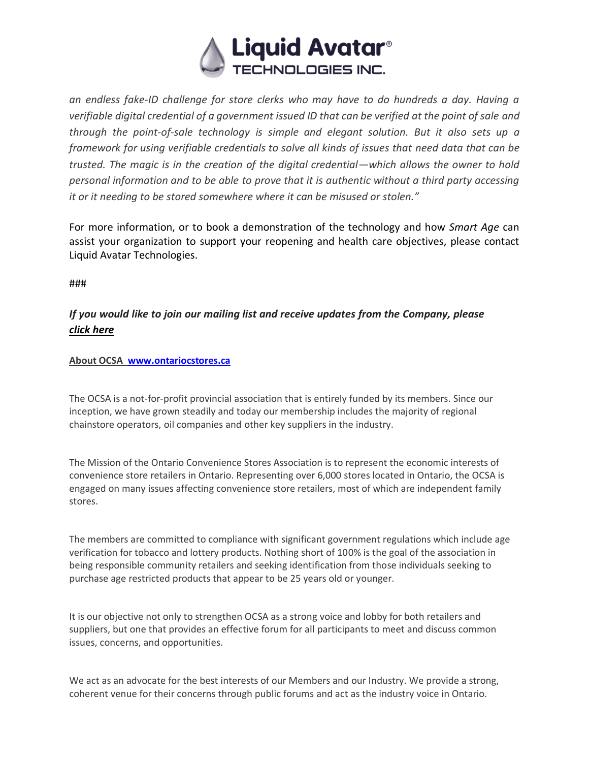*an endless fake-ID challenge for store clerks who may have to do hundreds a day. Having a verifiable digital credential of a government issued ID that can be verified at the point of sale and through the point-of-sale technology is simple and elegant solution. But it also sets up a framework for using verifiable credentials to solve all kinds of issues that need data that can be trusted. The magic is in the creation of the digital credential—which allows the owner to hold personal information and to be able to prove that it is authentic without a third party accessing it or it needing to be stored somewhere where it can be misused or stolen."*

For more information, or to book a demonstration of the technology and how *Smart Age* can assist your organization to support your reopening and health care objectives, please contact Liquid Avatar Technologies.

###

***If you would like to join our mailing list and receive updates from the Company, please click here***

**About OCSA www.ontariocstores.ca**

The OCSA is a not-for-profit provincial association that is entirely funded by its members. Since our inception, we have grown steadily and today our membership includes the majority of regional chainstore operators, oil companies and other key suppliers in the industry.

The Mission of the Ontario Convenience Stores Association is to represent the economic interests of convenience store retailers in Ontario. Representing over 6,000 stores located in Ontario, the OCSA is engaged on many issues affecting convenience store retailers, most of which are independent family stores.

The members are committed to compliance with significant government regulations which include age verification for tobacco and lottery products. Nothing short of 100% is the goal of the association in being responsible community retailers and seeking identification from those individuals seeking to purchase age restricted products that appear to be 25 years old or younger.

It is our objective not only to strengthen OCSA as a strong voice and lobby for both retailers and suppliers, but one that provides an effective forum for all participants to meet and discuss common issues, concerns, and opportunities.

We act as an advocate for the best interests of our Members and our Industry. We provide a strong, coherent venue for their concerns through public forums and act as the industry voice in Ontario.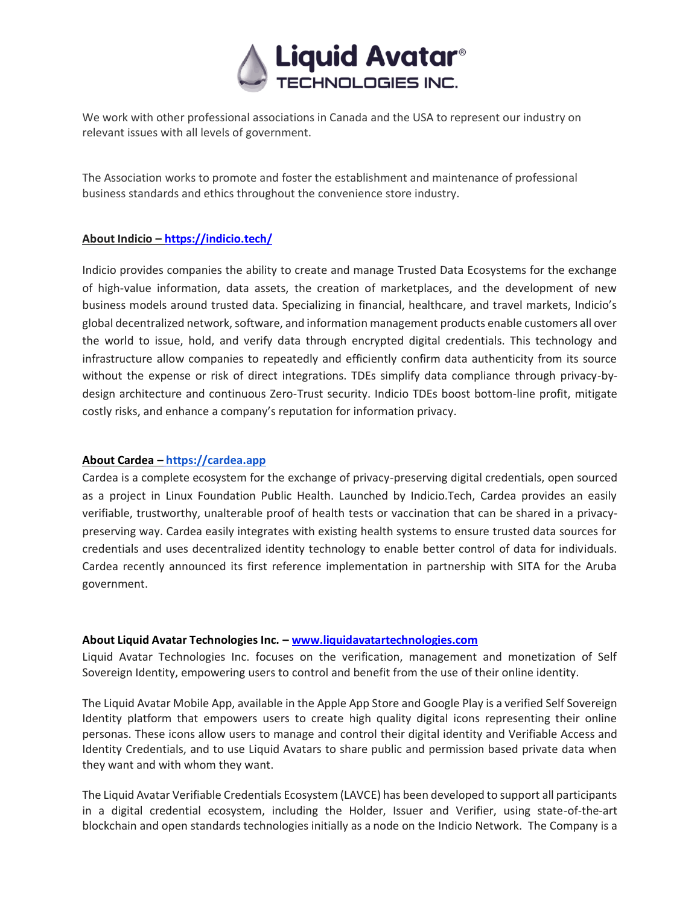We work with other professional associations in Canada and the USA to represent our industry on relevant issues with all levels of government.

The Association works to promote and foster the establishment and maintenance of professional business standards and ethics throughout the convenience store industry.

**About Indicio – https://indicio.tech/**

Indicio provides companies the ability to create and manage Trusted Data Ecosystems for the exchange of high-value information, data assets, the creation of marketplaces, and the development of new business models around trusted data. Specializing in financial, healthcare, and travel markets, Indicio's global decentralized network, software, and information management products enable customers all over the world to issue, hold, and verify data through encrypted digital credentials. This technology and infrastructure allow companies to repeatedly and efficiently confirm data authenticity from its source without the expense or risk of direct integrations. TDEs simplify data compliance through privacy-by-design architecture and continuous Zero-Trust security. Indicio TDEs boost bottom-line profit, mitigate costly risks, and enhance a company's reputation for information privacy.

**About Cardea – https://cardea.app**

Cardea is a complete ecosystem for the exchange of privacy-preserving digital credentials, open sourced as a project in Linux Foundation Public Health. Launched by Indicio.Tech, Cardea provides an easily verifiable, trustworthy, unalterable proof of health tests or vaccination that can be shared in a privacy-preserving way. Cardea easily integrates with existing health systems to ensure trusted data sources for credentials and uses decentralized identity technology to enable better control of data for individuals. Cardea recently announced its first reference implementation in partnership with SITA for the Aruba government.

**About Liquid Avatar Technologies Inc. – www.liquidavatartechnologies.com**

Liquid Avatar Technologies Inc. focuses on the verification, management and monetization of Self Sovereign Identity, empowering users to control and benefit from the use of their online identity.

The Liquid Avatar Mobile App, available in the Apple App Store and Google Play is a verified Self Sovereign Identity platform that empowers users to create high quality digital icons representing their online personas. These icons allow users to manage and control their digital identity and Verifiable Access and Identity Credentials, and to use Liquid Avatars to share public and permission based private data when they want and with whom they want.

The Liquid Avatar Verifiable Credentials Ecosystem (LAVCE) has been developed to support all participants in a digital credential ecosystem, including the Holder, Issuer and Verifier, using state-of-the-art blockchain and open standards technologies initially as a node on the Indicio Network. The Company is a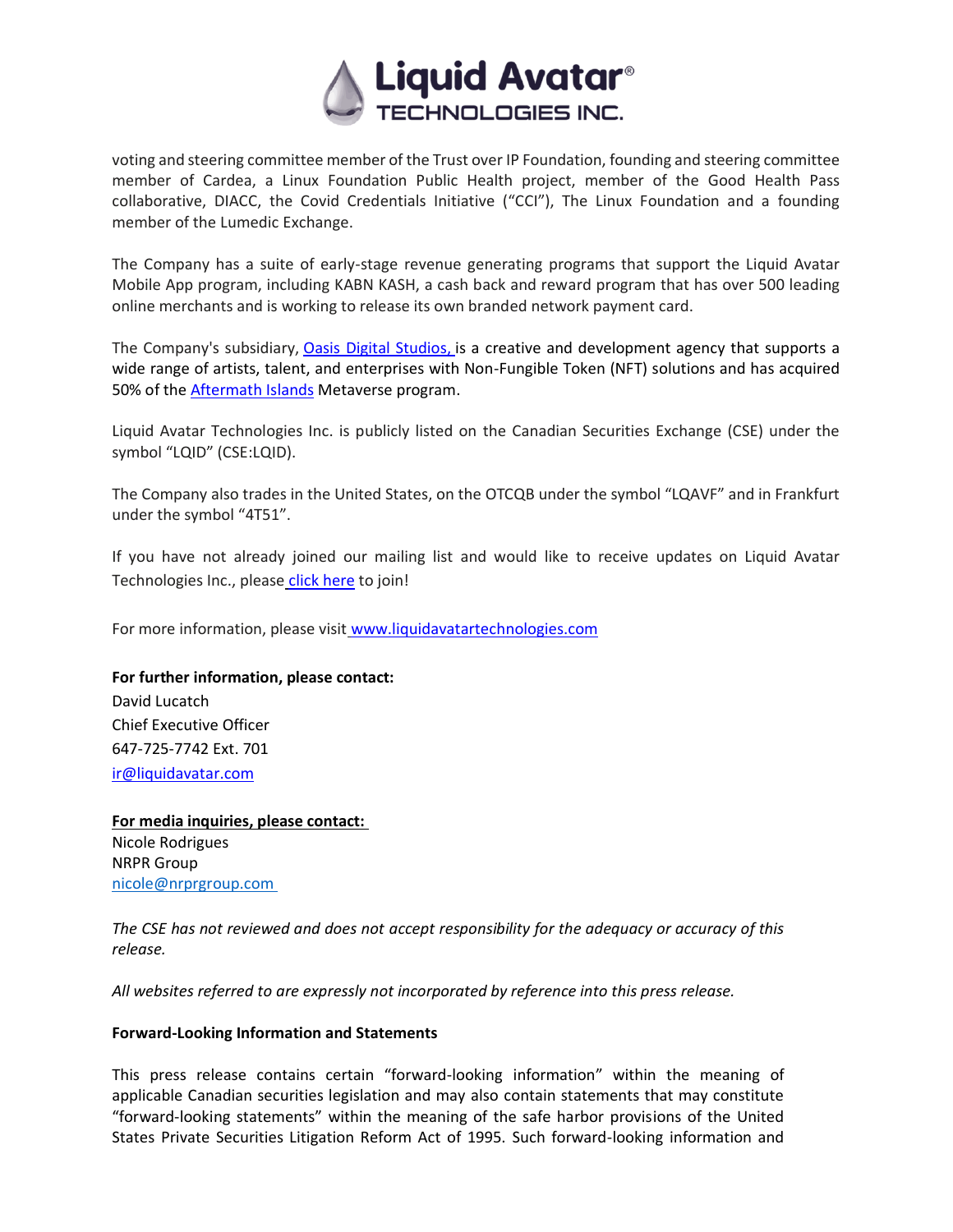voting and steering committee member of the Trust over IP Foundation, founding and steering committee member of Cardea, a Linux Foundation Public Health project, member of the Good Health Pass collaborative, DIACC, the Covid Credentials Initiative ("CCI"), The Linux Foundation and a founding member of the Lumedic Exchange.

The Company has a suite of early-stage revenue generating programs that support the Liquid Avatar Mobile App program, including KABN KASH, a cash back and reward program that has over 500 leading online merchants and is working to release its own branded network payment card.

The Company's subsidiary, Oasis Digital Studios, is a creative and development agency that supports a wide range of artists, talent, and enterprises with Non-Fungible Token (NFT) solutions and has acquired 50% of the Aftermath Islands Metaverse program.

Liquid Avatar Technologies Inc. is publicly listed on the Canadian Securities Exchange (CSE) under the symbol "LQID" (CSE:LQID).

The Company also trades in the United States, on the OTCQB under the symbol "LQAVF" and in Frankfurt under the symbol "4T51".

If you have not already joined our mailing list and would like to receive updates on Liquid Avatar Technologies Inc., please click here to join!

For more information, please visit www.liquidavatartechnologies.com

**For further information, please contact:**
David Lucatch
Chief Executive Officer
647-725-7742 Ext. 701
ir@liquidavatar.com

**For media inquiries, please contact:**
Nicole Rodrigues
NRPR Group
nicole@nrprgroup.com

*The CSE has not reviewed and does not accept responsibility for the adequacy or accuracy of this release.*

*All websites referred to are expressly not incorporated by reference into this press release.*

**Forward-Looking Information and Statements**

This press release contains certain "forward-looking information" within the meaning of applicable Canadian securities legislation and may also contain statements that may constitute "forward-looking statements" within the meaning of the safe harbor provisions of the United States Private Securities Litigation Reform Act of 1995. Such forward-looking information and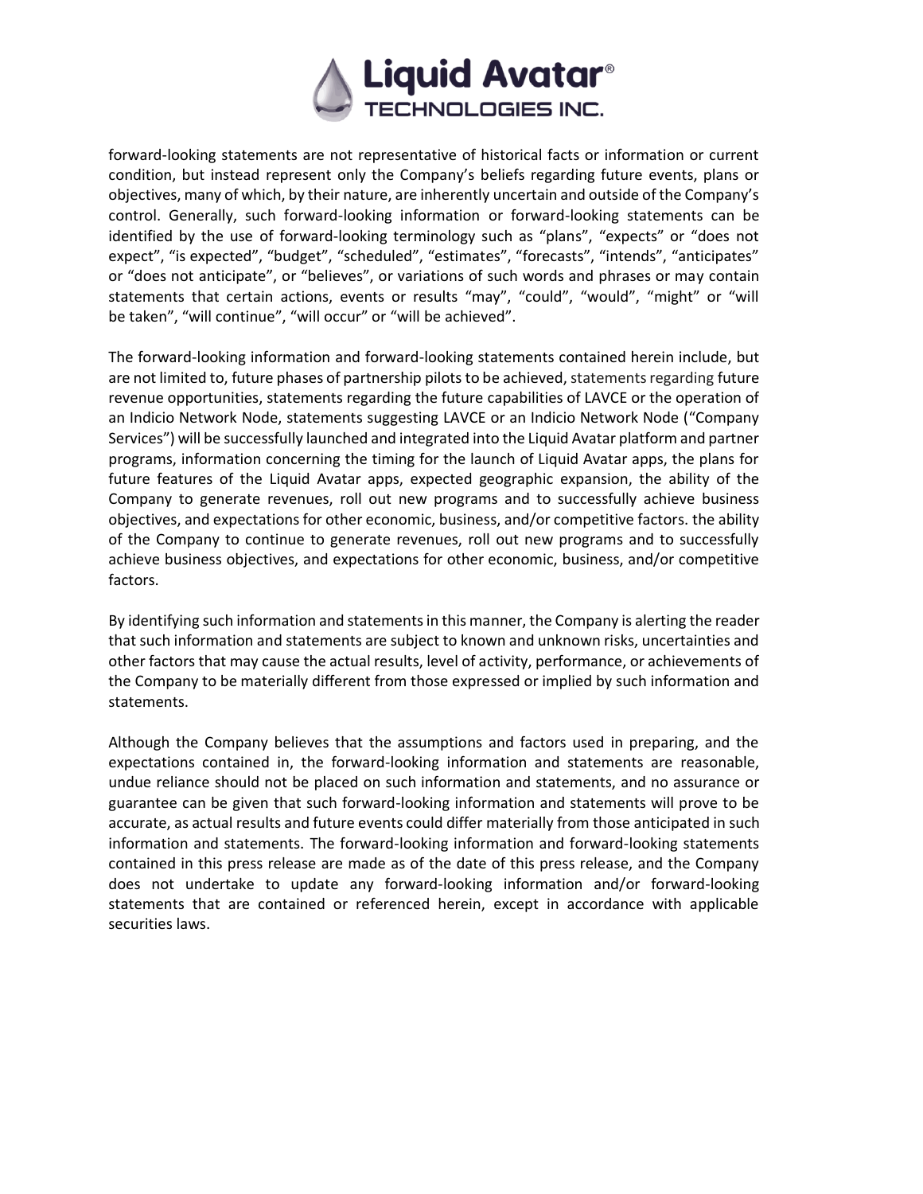forward-looking statements are not representative of historical facts or information or current condition, but instead represent only the Company's beliefs regarding future events, plans or objectives, many of which, by their nature, are inherently uncertain and outside of the Company's control. Generally, such forward-looking information or forward-looking statements can be identified by the use of forward-looking terminology such as "plans", "expects" or "does not expect", "is expected", "budget", "scheduled", "estimates", "forecasts", "intends", "anticipates" or "does not anticipate", or "believes", or variations of such words and phrases or may contain statements that certain actions, events or results "may", "could", "would", "might" or "will be taken", "will continue", "will occur" or "will be achieved".

The forward-looking information and forward-looking statements contained herein include, but are not limited to, future phases of partnership pilots to be achieved, statements regarding future revenue opportunities, statements regarding the future capabilities of LAVCE or the operation of an Indicio Network Node, statements suggesting LAVCE or an Indicio Network Node ("Company Services") will be successfully launched and integrated into the Liquid Avatar platform and partner programs, information concerning the timing for the launch of Liquid Avatar apps, the plans for future features of the Liquid Avatar apps, expected geographic expansion, the ability of the Company to generate revenues, roll out new programs and to successfully achieve business objectives, and expectations for other economic, business, and/or competitive factors. the ability of the Company to continue to generate revenues, roll out new programs and to successfully achieve business objectives, and expectations for other economic, business, and/or competitive factors.

By identifying such information and statements in this manner, the Company is alerting the reader that such information and statements are subject to known and unknown risks, uncertainties and other factors that may cause the actual results, level of activity, performance, or achievements of the Company to be materially different from those expressed or implied by such information and statements.

Although the Company believes that the assumptions and factors used in preparing, and the expectations contained in, the forward-looking information and statements are reasonable, undue reliance should not be placed on such information and statements, and no assurance or guarantee can be given that such forward-looking information and statements will prove to be accurate, as actual results and future events could differ materially from those anticipated in such information and statements. The forward-looking information and forward-looking statements contained in this press release are made as of the date of this press release, and the Company does not undertake to update any forward-looking information and/or forward-looking statements that are contained or referenced herein, except in accordance with applicable securities laws.